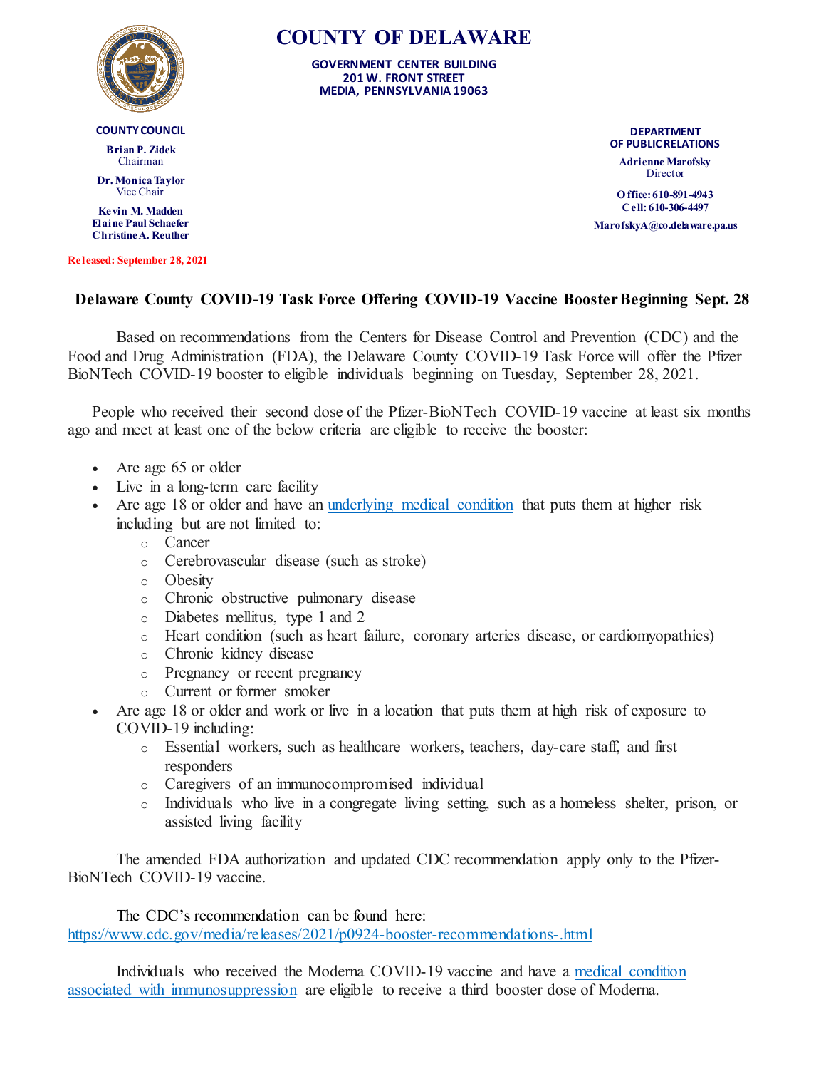# COUNTY OF DELAWARE

**GOVERNMENT CENTER BUILDING**
**201 W. FRONT STREET**
**MEDIA, PENNSYLVANIA 19063**

**COUNTY COUNCIL**

**Brian P. Zidek**
Chairman

**Dr. Monica Taylor**
Vice Chair

**Kevin M. Madden**
**Elaine Paul Schaefer**
**Christine A. Reuther**

**DEPARTMENT OF PUBLIC RELATIONS**

**Adrienne Marofsky**
Director

**Office: 610-891-4943**
**Cell: 610-306-4497**

**MarofskyA@co.delaware.pa.us**

**Released: September 28, 2021**

## Delaware County COVID-19 Task Force Offering COVID-19 Vaccine Booster Beginning Sept. 28

Based on recommendations from the Centers for Disease Control and Prevention (CDC) and the Food and Drug Administration (FDA), the Delaware County COVID-19 Task Force will offer the Pfizer BioNTech COVID-19 booster to eligible individuals beginning on Tuesday, September 28, 2021.

People who received their second dose of the Pfizer-BioNTech COVID-19 vaccine at least six months ago and meet at least one of the below criteria are eligible to receive the booster:

- Are age 65 or older
- Live in a long-term care facility
- Are age 18 or older and have an underlying medical condition that puts them at higher risk including but are not limited to:
  - Cancer
  - Cerebrovascular disease (such as stroke)
  - Obesity
  - Chronic obstructive pulmonary disease
  - Diabetes mellitus, type 1 and 2
  - Heart condition (such as heart failure, coronary arteries disease, or cardiomyopathies)
  - Chronic kidney disease
  - Pregnancy or recent pregnancy
  - Current or former smoker
- Are age 18 or older and work or live in a location that puts them at high risk of exposure to COVID-19 including:
  - Essential workers, such as healthcare workers, teachers, day-care staff, and first responders
  - Caregivers of an immunocompromised individual
  - Individuals who live in a congregate living setting, such as a homeless shelter, prison, or assisted living facility

The amended FDA authorization and updated CDC recommendation apply only to the Pfizer-BioNTech COVID-19 vaccine.

The CDC's recommendation can be found here:
https://www.cdc.gov/media/releases/2021/p0924-booster-recommendations-.html

Individuals who received the Moderna COVID-19 vaccine and have a medical condition associated with immunosuppression are eligible to receive a third booster dose of Moderna.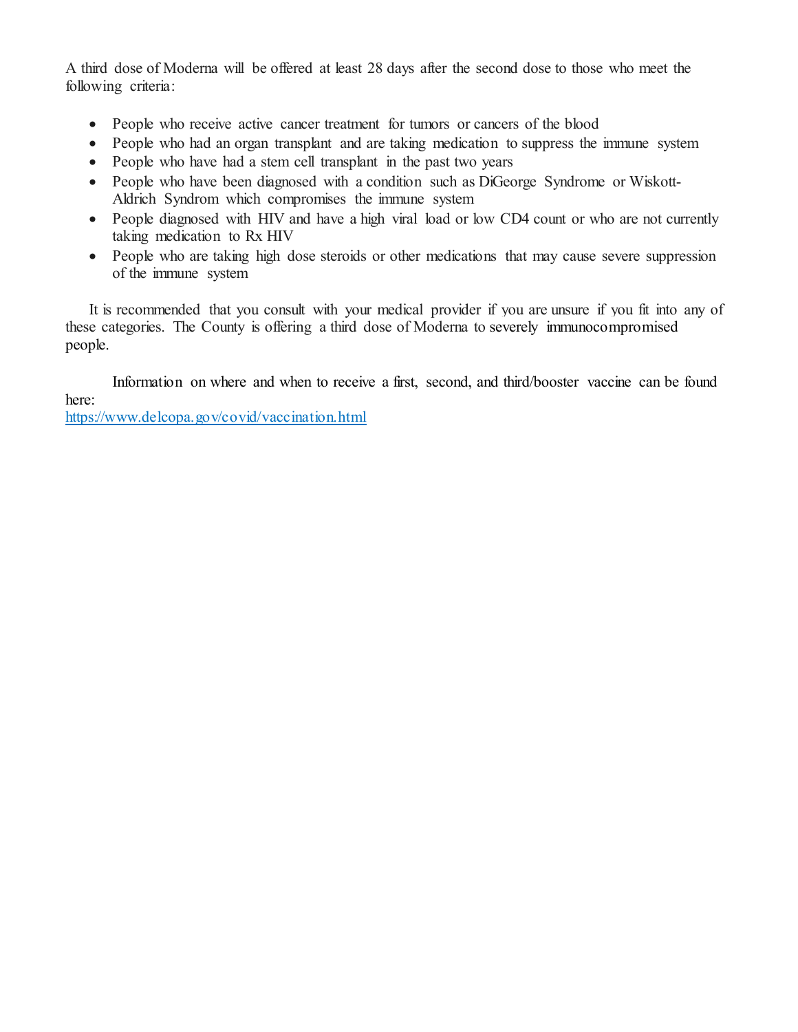A third dose of Moderna will be offered at least 28 days after the second dose to those who meet the following criteria:

- People who receive active cancer treatment for tumors or cancers of the blood
- People who had an organ transplant and are taking medication to suppress the immune system
- People who have had a stem cell transplant in the past two years
- People who have been diagnosed with a condition such as DiGeorge Syndrome or Wiskott-Aldrich Syndrom which compromises the immune system
- People diagnosed with HIV and have a high viral load or low CD4 count or who are not currently taking medication to Rx HIV
- People who are taking high dose steroids or other medications that may cause severe suppression of the immune system

It is recommended that you consult with your medical provider if you are unsure if you fit into any of these categories. The County is offering a third dose of Moderna to severely immunocompromised people.

Information on where and when to receive a first, second, and third/booster vaccine can be found here:
[https://www.delcopa.gov/covid/vaccination.html](https://www.delcopa.gov/covid/vaccination.html)